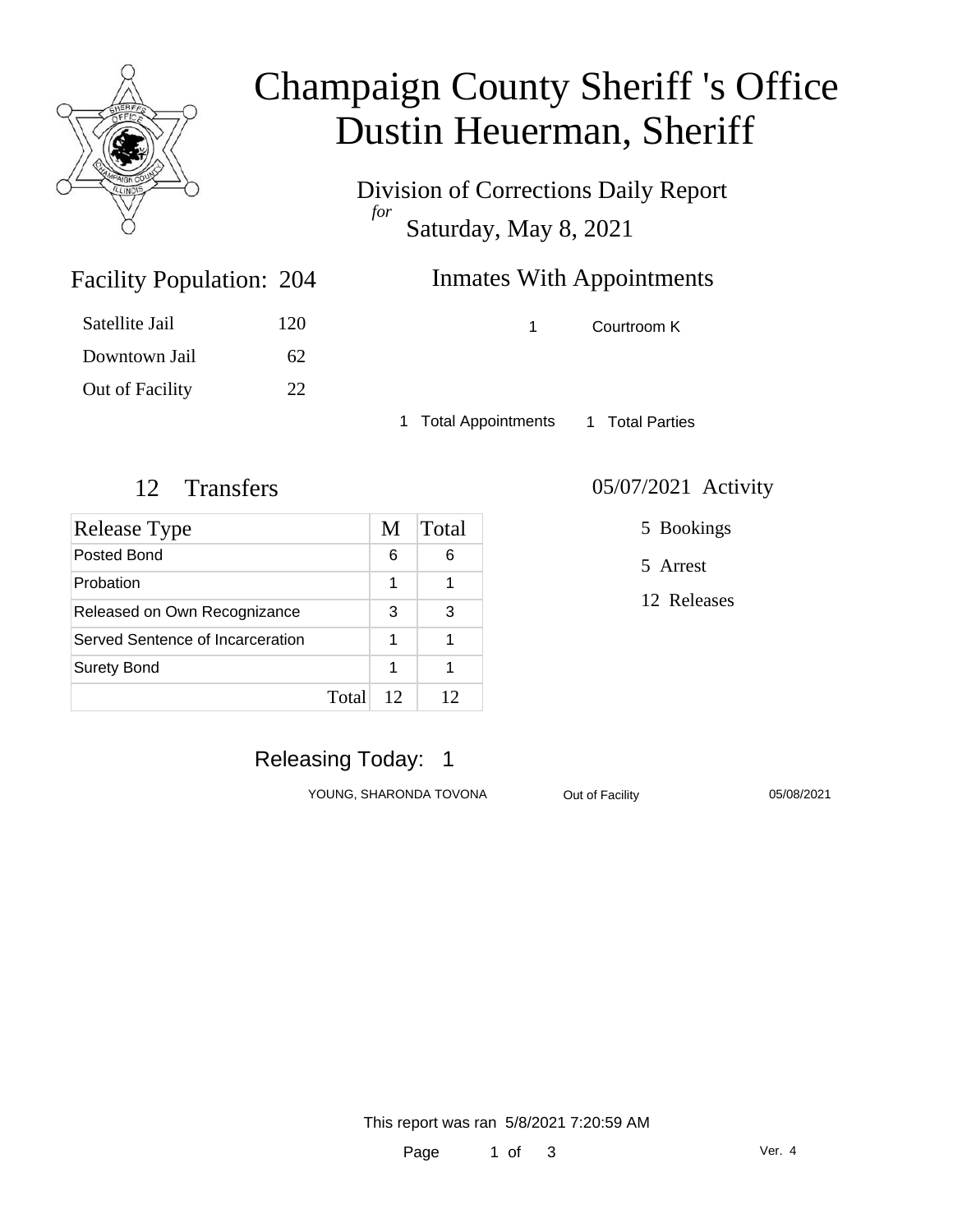# Champaign County Sheriff 's Office
# Dustin Heuerman, Sheriff

Division of Corrections Daily Report
*for*
Saturday, May 8, 2021

## Facility Population: 204

| | |
|---|---|
| Satellite Jail | 120 |
| Downtown Jail | 62 |
| Out of Facility | 22 |

## Inmates With Appointments

| | |
|---|---|
| 1 | Courtroom K |

1 Total Appointments    1 Total Parties

## 12 Transfers

| Release Type | M | Total |
|---|---|---|
| Posted Bond | 6 | 6 |
| Probation | 1 | 1 |
| Released on Own Recognizance | 3 | 3 |
| Served Sentence of Incarceration | 1 | 1 |
| Surety Bond | 1 | 1 |
| Total | 12 | 12 |

## 05/07/2021 Activity

5 Bookings

5 Arrest

12 Releases

## Releasing Today: 1

| | | |
|---|---|---|
| YOUNG, SHARONDA TOVONA | Out of Facility | 05/08/2021 |

This report was ran 5/8/2021 7:20:59 AM

Ver. 4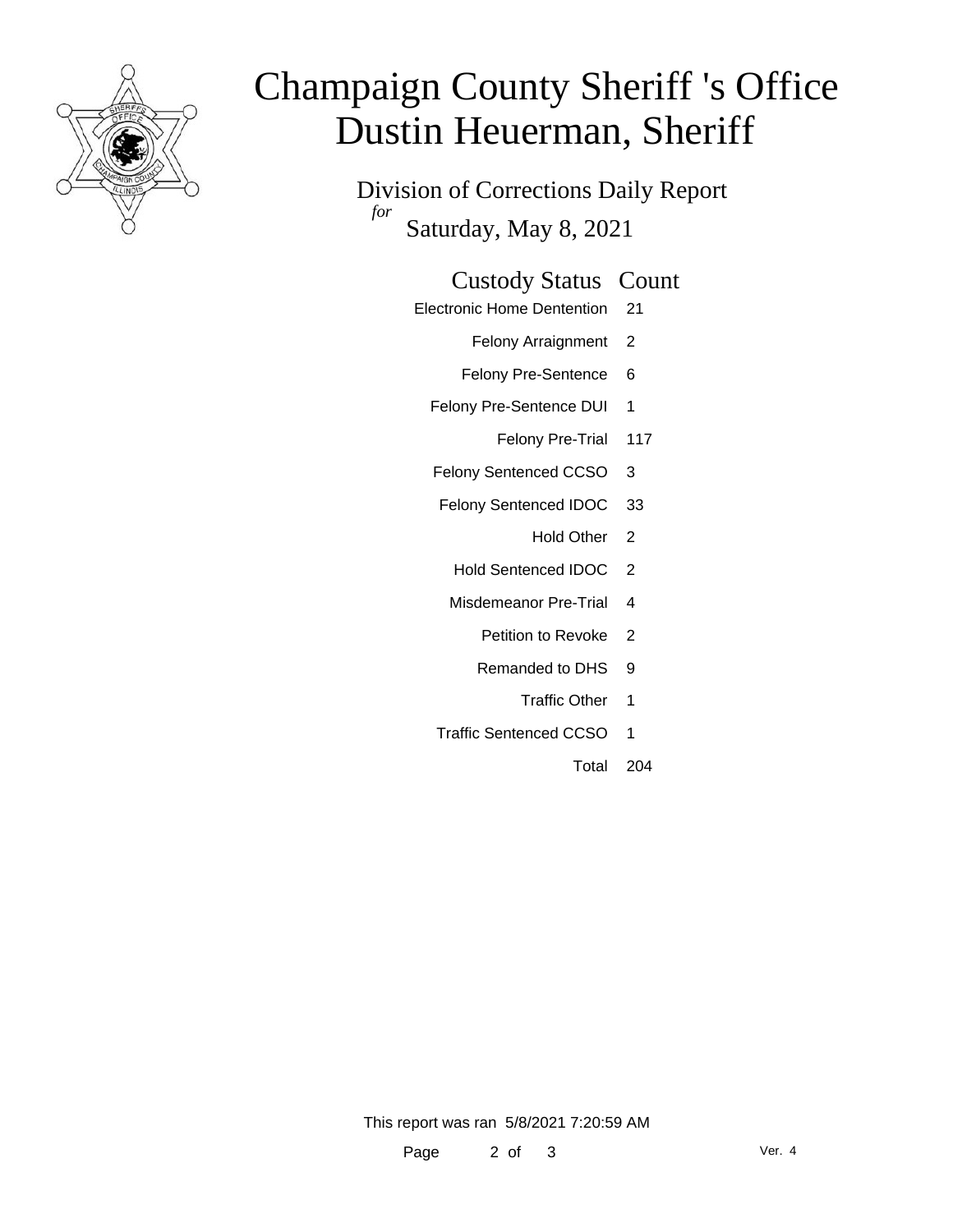# Champaign County Sheriff 's Office
# Dustin Heuerman, Sheriff

Division of Corrections Daily Report
*for*
Saturday, May 8, 2021

| Custody Status | Count |
|---|---|
| Electronic Home Dentention | 21 |
| Felony Arraignment | 2 |
| Felony Pre-Sentence | 6 |
| Felony Pre-Sentence DUI | 1 |
| Felony Pre-Trial | 117 |
| Felony Sentenced CCSO | 3 |
| Felony Sentenced IDOC | 33 |
| Hold Other | 2 |
| Hold Sentenced IDOC | 2 |
| Misdemeanor Pre-Trial | 4 |
| Petition to Revoke | 2 |
| Remanded to DHS | 9 |
| Traffic Other | 1 |
| Traffic Sentenced CCSO | 1 |
| Total | 204 |

This report was ran 5/8/2021 7:20:59 AM

Ver. 4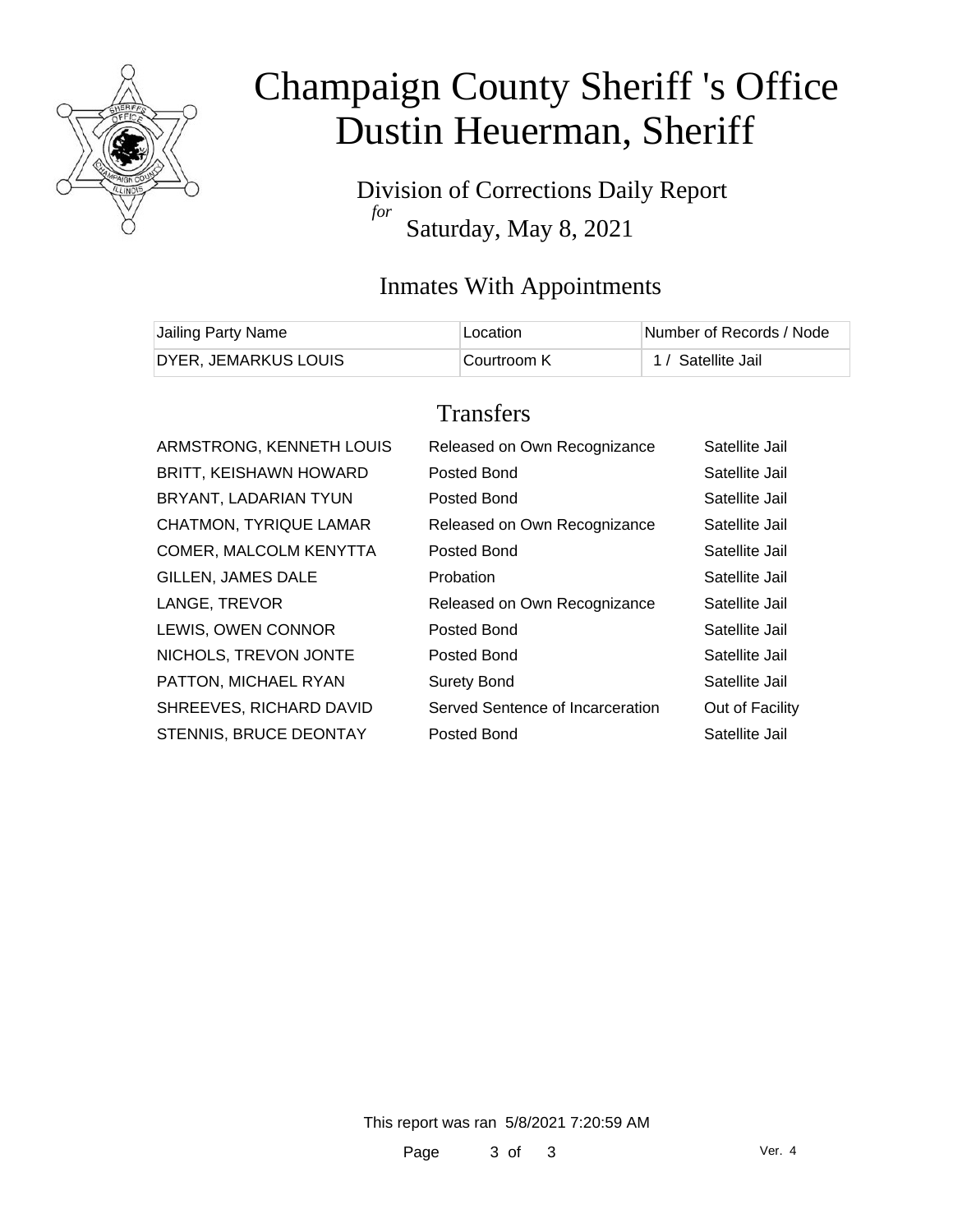# Champaign County Sheriff 's Office
# Dustin Heuerman, Sheriff

Division of Corrections Daily Report
*for*
Saturday, May 8, 2021

## Inmates With Appointments

| Jailing Party Name | Location | Number of Records / Node |
|---|---|---|
| DYER, JEMARKUS LOUIS | Courtroom K | 1 / Satellite Jail |

## Transfers

| | | |
|---|---|---|
| ARMSTRONG, KENNETH LOUIS | Released on Own Recognizance | Satellite Jail |
| BRITT, KEISHAWN HOWARD | Posted Bond | Satellite Jail |
| BRYANT, LADARIAN TYUN | Posted Bond | Satellite Jail |
| CHATMON, TYRIQUE LAMAR | Released on Own Recognizance | Satellite Jail |
| COMER, MALCOLM KENYTTA | Posted Bond | Satellite Jail |
| GILLEN, JAMES DALE | Probation | Satellite Jail |
| LANGE, TREVOR | Released on Own Recognizance | Satellite Jail |
| LEWIS, OWEN CONNOR | Posted Bond | Satellite Jail |
| NICHOLS, TREVON JONTE | Posted Bond | Satellite Jail |
| PATTON, MICHAEL RYAN | Surety Bond | Satellite Jail |
| SHREEVES, RICHARD DAVID | Served Sentence of Incarceration | Out of Facility |
| STENNIS, BRUCE DEONTAY | Posted Bond | Satellite Jail |

This report was ran 5/8/2021 7:20:59 AM

Ver. 4